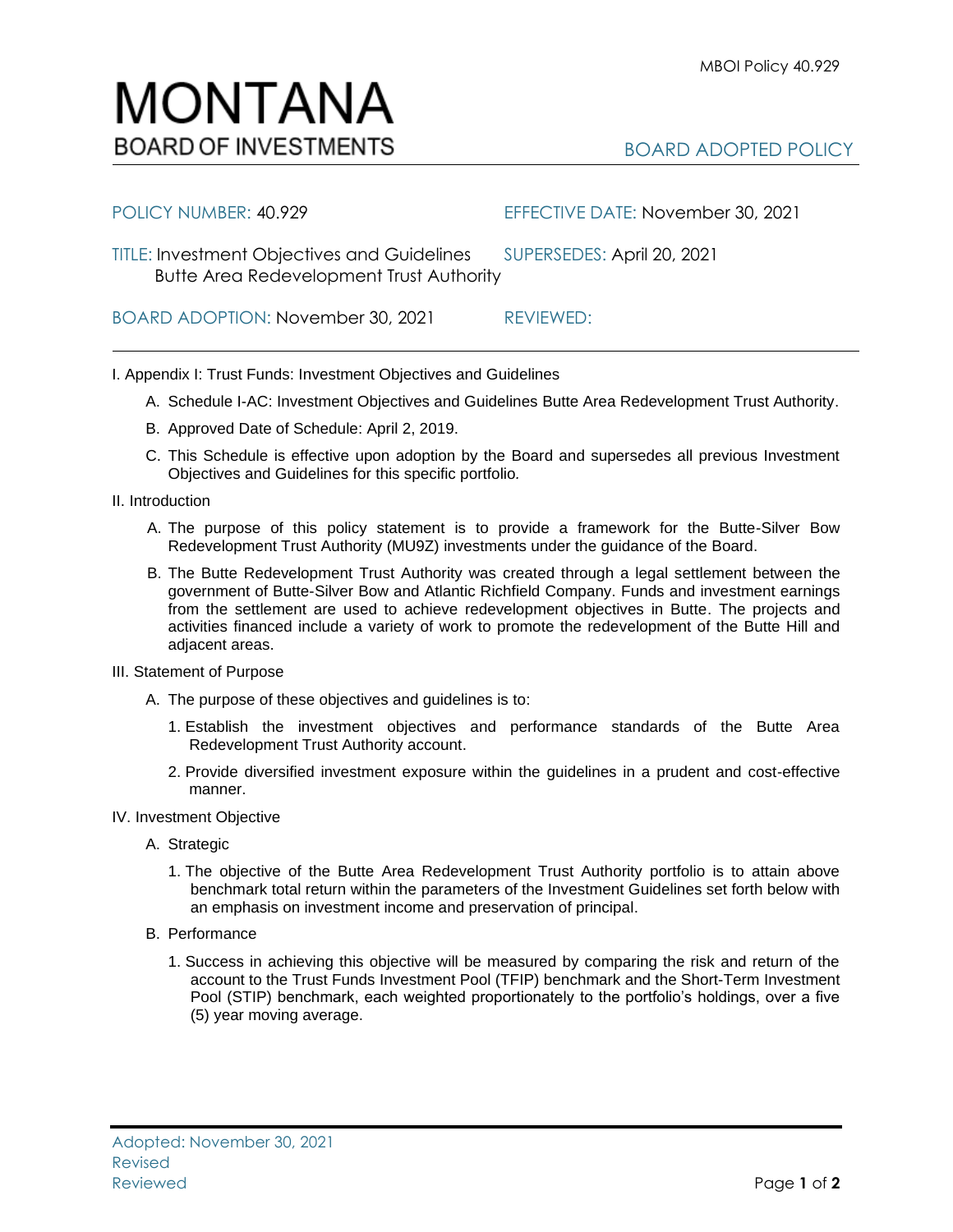# MONTANA
## BOARD OF INVESTMENTS

MBOI Policy 40.929

BOARD ADOPTED POLICY

POLICY NUMBER: 40.929

EFFECTIVE DATE: November 30, 2021

TITLE: Investment Objectives and Guidelines Butte Area Redevelopment Trust Authority

SUPERSEDES: April 20, 2021

BOARD ADOPTION: November 30, 2021

REVIEWED:

---

I. Appendix I: Trust Funds: Investment Objectives and Guidelines

A. Schedule I-AC: Investment Objectives and Guidelines Butte Area Redevelopment Trust Authority.

B. Approved Date of Schedule: April 2, 2019.

C. This Schedule is effective upon adoption by the Board and supersedes all previous Investment Objectives and Guidelines for this specific portfolio.

II. Introduction

A. The purpose of this policy statement is to provide a framework for the Butte-Silver Bow Redevelopment Trust Authority (MU9Z) investments under the guidance of the Board.

B. The Butte Redevelopment Trust Authority was created through a legal settlement between the government of Butte-Silver Bow and Atlantic Richfield Company. Funds and investment earnings from the settlement are used to achieve redevelopment objectives in Butte. The projects and activities financed include a variety of work to promote the redevelopment of the Butte Hill and adjacent areas.

III. Statement of Purpose

A. The purpose of these objectives and guidelines is to:

1. Establish the investment objectives and performance standards of the Butte Area Redevelopment Trust Authority account.

2. Provide diversified investment exposure within the guidelines in a prudent and cost-effective manner.

IV. Investment Objective

A. Strategic

1. The objective of the Butte Area Redevelopment Trust Authority portfolio is to attain above benchmark total return within the parameters of the Investment Guidelines set forth below with an emphasis on investment income and preservation of principal.

B. Performance

1. Success in achieving this objective will be measured by comparing the risk and return of the account to the Trust Funds Investment Pool (TFIP) benchmark and the Short-Term Investment Pool (STIP) benchmark, each weighted proportionately to the portfolio's holdings, over a five (5) year moving average.

Adopted: November 30, 2021
Revised
Reviewed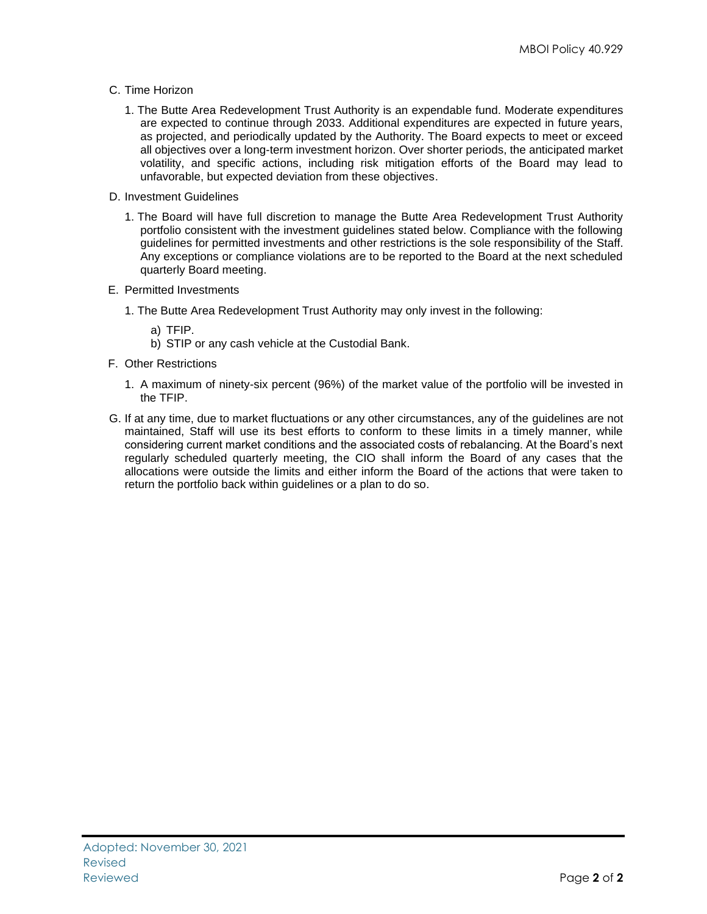C. Time Horizon

1. The Butte Area Redevelopment Trust Authority is an expendable fund. Moderate expenditures are expected to continue through 2033. Additional expenditures are expected in future years, as projected, and periodically updated by the Authority. The Board expects to meet or exceed all objectives over a long-term investment horizon. Over shorter periods, the anticipated market volatility, and specific actions, including risk mitigation efforts of the Board may lead to unfavorable, but expected deviation from these objectives.

D. Investment Guidelines

1. The Board will have full discretion to manage the Butte Area Redevelopment Trust Authority portfolio consistent with the investment guidelines stated below. Compliance with the following guidelines for permitted investments and other restrictions is the sole responsibility of the Staff. Any exceptions or compliance violations are to be reported to the Board at the next scheduled quarterly Board meeting.

E. Permitted Investments

1. The Butte Area Redevelopment Trust Authority may only invest in the following:

   a) TFIP.
   b) STIP or any cash vehicle at the Custodial Bank.

F. Other Restrictions

1. A maximum of ninety-six percent (96%) of the market value of the portfolio will be invested in the TFIP.

G. If at any time, due to market fluctuations or any other circumstances, any of the guidelines are not maintained, Staff will use its best efforts to conform to these limits in a timely manner, while considering current market conditions and the associated costs of rebalancing. At the Board's next regularly scheduled quarterly meeting, the CIO shall inform the Board of any cases that the allocations were outside the limits and either inform the Board of the actions that were taken to return the portfolio back within guidelines or a plan to do so.

Adopted: November 30, 2021
Revised
Reviewed